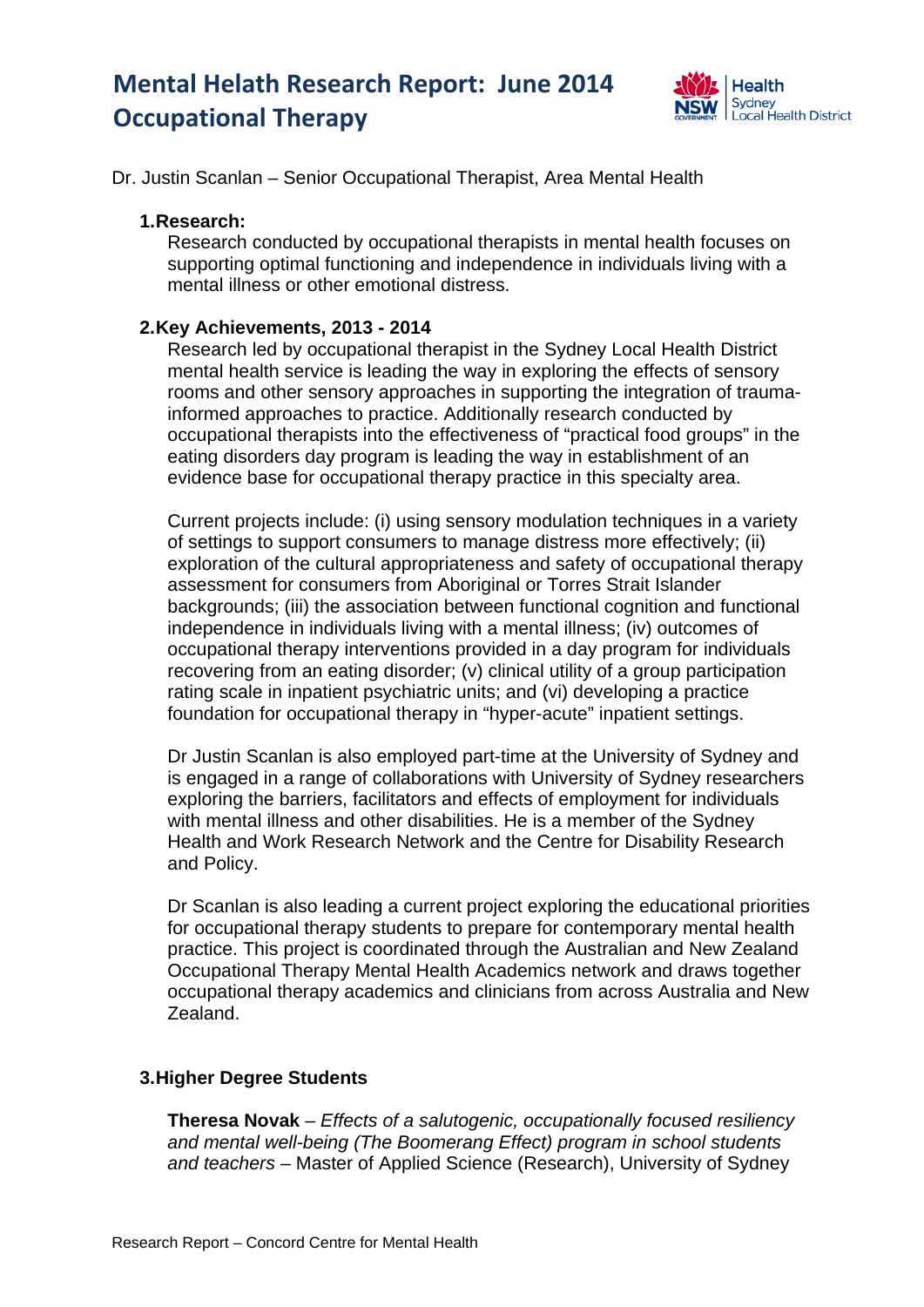# Mental Helath Research Report: June 2014
# Occupational Therapy

Dr. Justin Scanlan – Senior Occupational Therapist, Area Mental Health

## 1. Research:

Research conducted by occupational therapists in mental health focuses on supporting optimal functioning and independence in individuals living with a mental illness or other emotional distress.

## 2. Key Achievements, 2013 - 2014

Research led by occupational therapist in the Sydney Local Health District mental health service is leading the way in exploring the effects of sensory rooms and other sensory approaches in supporting the integration of trauma-informed approaches to practice. Additionally research conducted by occupational therapists into the effectiveness of "practical food groups" in the eating disorders day program is leading the way in establishment of an evidence base for occupational therapy practice in this specialty area.

Current projects include: (i) using sensory modulation techniques in a variety of settings to support consumers to manage distress more effectively; (ii) exploration of the cultural appropriateness and safety of occupational therapy assessment for consumers from Aboriginal or Torres Strait Islander backgrounds; (iii) the association between functional cognition and functional independence in individuals living with a mental illness; (iv) outcomes of occupational therapy interventions provided in a day program for individuals recovering from an eating disorder; (v) clinical utility of a group participation rating scale in inpatient psychiatric units; and (vi) developing a practice foundation for occupational therapy in "hyper-acute" inpatient settings.

Dr Justin Scanlan is also employed part-time at the University of Sydney and is engaged in a range of collaborations with University of Sydney researchers exploring the barriers, facilitators and effects of employment for individuals with mental illness and other disabilities. He is a member of the Sydney Health and Work Research Network and the Centre for Disability Research and Policy.

Dr Scanlan is also leading a current project exploring the educational priorities for occupational therapy students to prepare for contemporary mental health practice. This project is coordinated through the Australian and New Zealand Occupational Therapy Mental Health Academics network and draws together occupational therapy academics and clinicians from across Australia and New Zealand.

## 3. Higher Degree Students

**Theresa Novak** – *Effects of a salutogenic, occupationally focused resiliency and mental well-being (The Boomerang Effect) program in school students and teachers* – Master of Applied Science (Research), University of Sydney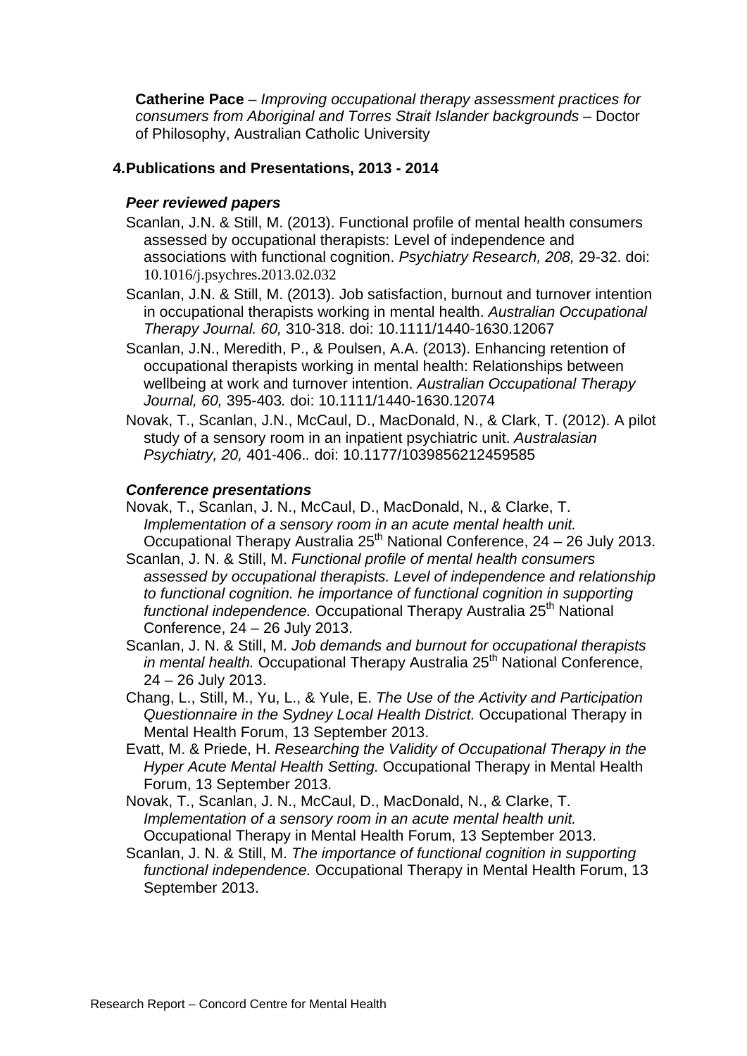**Catherine Pace** – *Improving occupational therapy assessment practices for consumers from Aboriginal and Torres Strait Islander backgrounds* – Doctor of Philosophy, Australian Catholic University

## 4. Publications and Presentations, 2013 - 2014

### *Peer reviewed papers*

Scanlan, J.N. & Still, M. (2013). Functional profile of mental health consumers assessed by occupational therapists: Level of independence and associations with functional cognition. *Psychiatry Research, 208,* 29-32. doi: 10.1016/j.psychres.2013.02.032

Scanlan, J.N. & Still, M. (2013). Job satisfaction, burnout and turnover intention in occupational therapists working in mental health. *Australian Occupational Therapy Journal. 60,* 310-318. doi: 10.1111/1440-1630.12067

Scanlan, J.N., Meredith, P., & Poulsen, A.A. (2013). Enhancing retention of occupational therapists working in mental health: Relationships between wellbeing at work and turnover intention. *Australian Occupational Therapy Journal, 60,* 395-403*.* doi: 10.1111/1440-1630.12074

Novak, T., Scanlan, J.N., McCaul, D., MacDonald, N., & Clark, T. (2012). A pilot study of a sensory room in an inpatient psychiatric unit. *Australasian Psychiatry, 20,* 401-406.*.* doi: 10.1177/1039856212459585

### *Conference presentations*

Novak, T., Scanlan, J. N., McCaul, D., MacDonald, N., & Clarke, T. *Implementation of a sensory room in an acute mental health unit.* Occupational Therapy Australia 25th National Conference, 24 – 26 July 2013.

Scanlan, J. N. & Still, M. *Functional profile of mental health consumers assessed by occupational therapists. Level of independence and relationship to functional cognition. he importance of functional cognition in supporting functional independence.* Occupational Therapy Australia 25th National Conference, 24 – 26 July 2013.

Scanlan, J. N. & Still, M. *Job demands and burnout for occupational therapists in mental health.* Occupational Therapy Australia 25th National Conference, 24 – 26 July 2013.

Chang, L., Still, M., Yu, L., & Yule, E. *The Use of the Activity and Participation Questionnaire in the Sydney Local Health District.* Occupational Therapy in Mental Health Forum, 13 September 2013.

Evatt, M. & Priede, H. *Researching the Validity of Occupational Therapy in the Hyper Acute Mental Health Setting.* Occupational Therapy in Mental Health Forum, 13 September 2013.

Novak, T., Scanlan, J. N., McCaul, D., MacDonald, N., & Clarke, T. *Implementation of a sensory room in an acute mental health unit.* Occupational Therapy in Mental Health Forum, 13 September 2013.

Scanlan, J. N. & Still, M. *The importance of functional cognition in supporting functional independence.* Occupational Therapy in Mental Health Forum, 13 September 2013.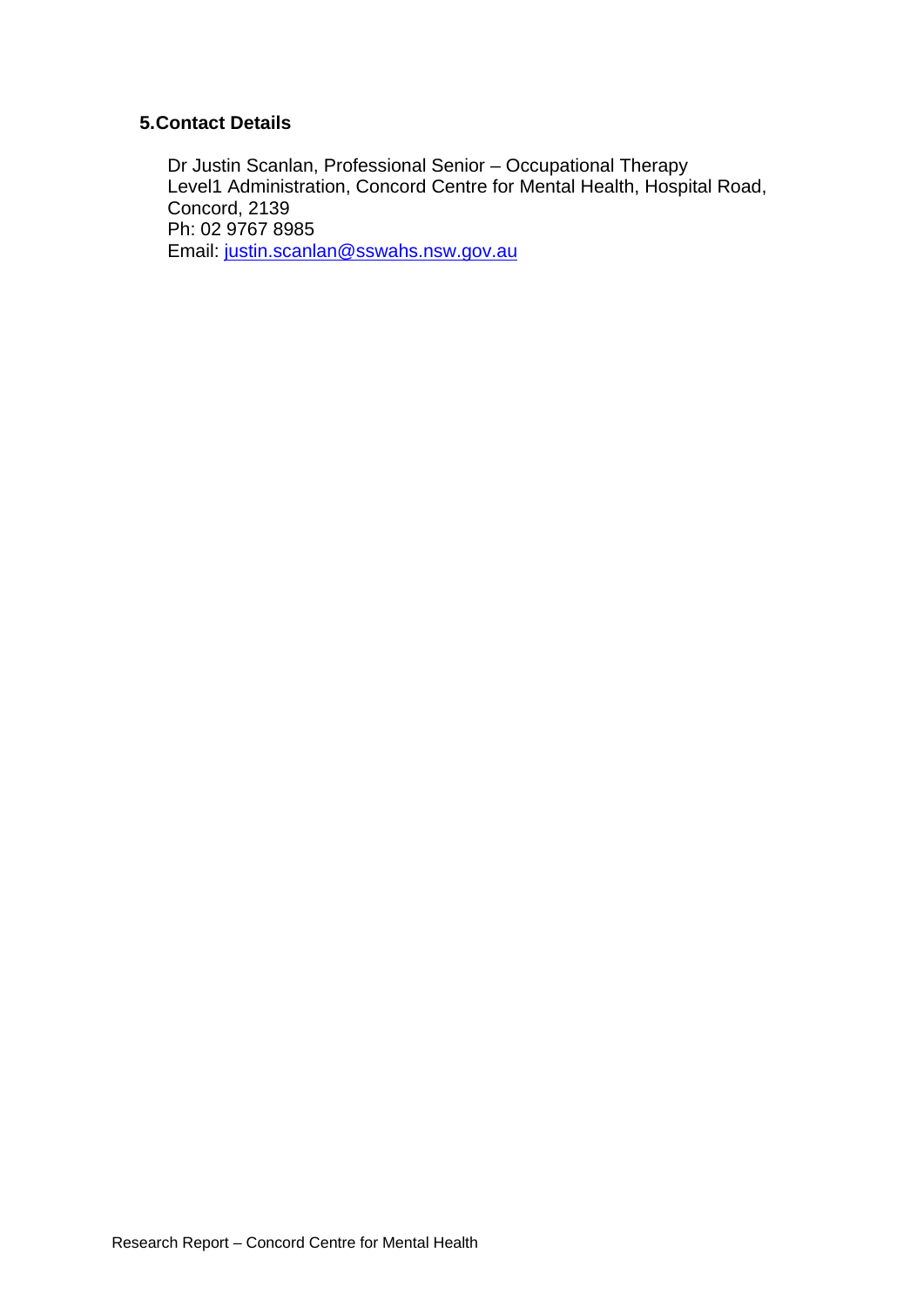## 5. Contact Details

Dr Justin Scanlan, Professional Senior – Occupational Therapy
Level1 Administration, Concord Centre for Mental Health, Hospital Road, Concord, 2139
Ph: 02 9767 8985
Email: justin.scanlan@sswahs.nsw.gov.au